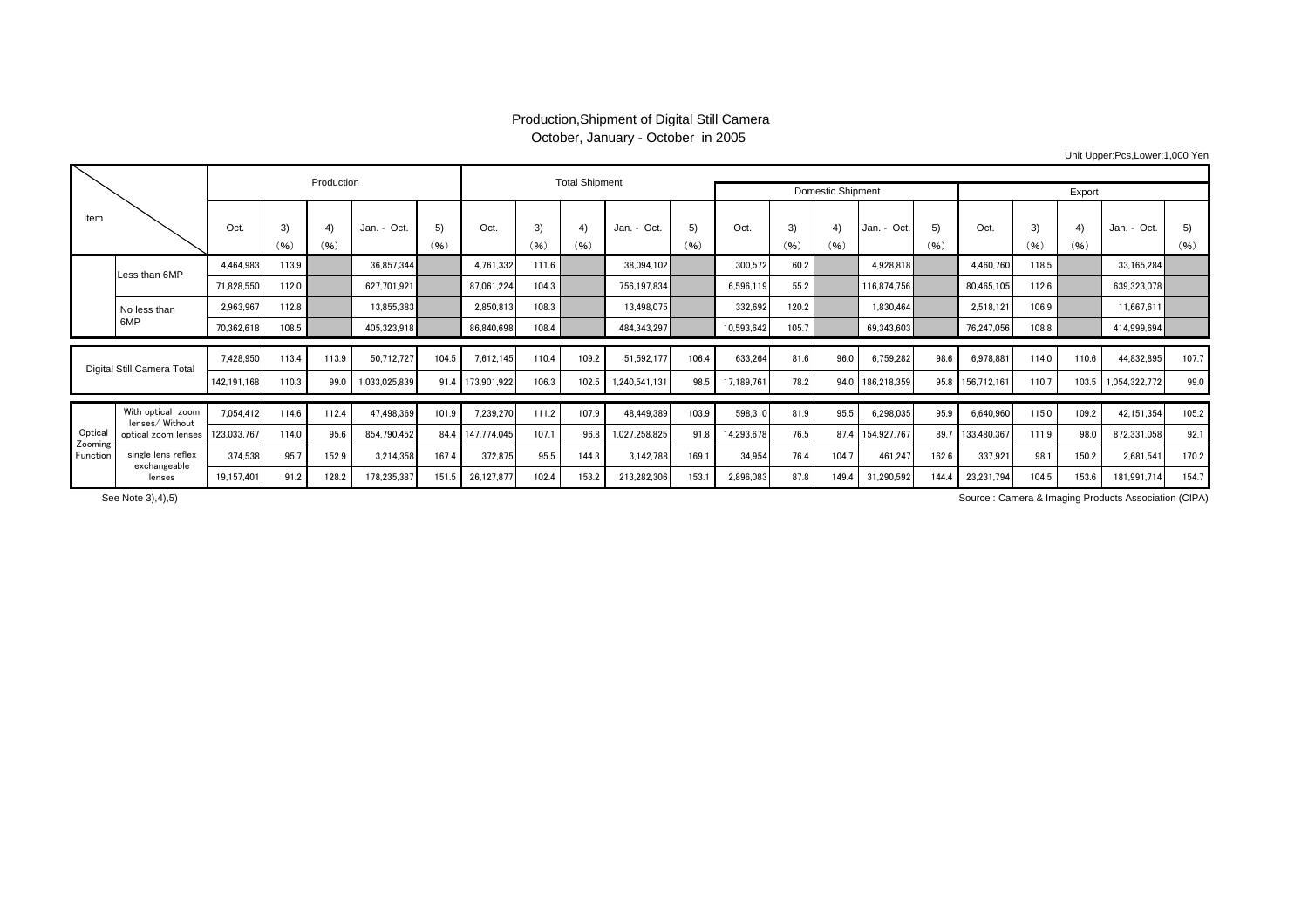# Production,Shipment of Digital Still Camera

October, January - October in 2005

Unit Upper:Pcs,Lower:1,000 Yen

| Item | | Production | | | | | Total Shipment | | | | | Domestic Shipment | | | | | Export | | | | |
|---|---|---|---|---|---|---|---|---|---|---|---|---|---|---|---|---|---|---|---|---|---|
| | | Oct. | 3) (%) | 4) (%) | Jan. - Oct. | 5) (%) | Oct. | 3) (%) | 4) (%) | Jan. - Oct. | 5) (%) | Oct. | 3) (%) | 4) (%) | Jan. - Oct. | 5) (%) | Oct. | 3) (%) | 4) (%) | Jan. - Oct. | 5) (%) |
| | Less than 6MP | 4,464,983 | 113.9 | | 36,857,344 | | 4,761,332 | 111.6 | | 38,094,102 | | 300,572 | 60.2 | | 4,928,818 | | 4,460,760 | 118.5 | | 33,165,284 | |
| | | 71,828,550 | 112.0 | | 627,701,921 | | 87,061,224 | 104.3 | | 756,197,834 | | 6,596,119 | 55.2 | | 116,874,756 | | 80,465,105 | 112.6 | | 639,323,078 | |
| | No less than 6MP | 2,963,967 | 112.8 | | 13,855,383 | | 2,850,813 | 108.3 | | 13,498,075 | | 332,692 | 120.2 | | 1,830,464 | | 2,518,121 | 106.9 | | 11,667,611 | |
| | | 70,362,618 | 108.5 | | 405,323,918 | | 86,840,698 | 108.4 | | 484,343,297 | | 10,593,642 | 105.7 | | 69,343,603 | | 76,247,056 | 108.8 | | 414,999,694 | |
| Digital Still Camera Total | | 7,428,950 | 113.4 | 113.9 | 50,712,727 | 104.5 | 7,612,145 | 110.4 | 109.2 | 51,592,177 | 106.4 | 633,264 | 81.6 | 96.0 | 6,759,282 | 98.6 | 6,978,881 | 114.0 | 110.6 | 44,832,895 | 107.7 |
| | | 142,191,168 | 110.3 | 99.0 | 1,033,025,839 | 91.4 | 173,901,922 | 106.3 | 102.5 | 1,240,541,131 | 98.5 | 17,189,761 | 78.2 | 94.0 | 186,218,359 | 95.8 | 156,712,161 | 110.7 | 103.5 | 1,054,322,772 | 99.0 |
| Optical Zooming Function | With optical zoom lenses/ Without optical zoom lenses | 7,054,412 | 114.6 | 112.4 | 47,498,369 | 101.9 | 7,239,270 | 111.2 | 107.9 | 48,449,389 | 103.9 | 598,310 | 81.9 | 95.5 | 6,298,035 | 95.9 | 6,640,960 | 115.0 | 109.2 | 42,151,354 | 105.2 |
| | | 123,033,767 | 114.0 | 95.6 | 854,790,452 | 84.4 | 147,774,045 | 107.1 | 96.8 | 1,027,258,825 | 91.8 | 14,293,678 | 76.5 | 87.4 | 154,927,767 | 89.7 | 133,480,367 | 111.9 | 98.0 | 872,331,058 | 92.1 |
| | single lens reflex exchangeable lenses | 374,538 | 95.7 | 152.9 | 3,214,358 | 167.4 | 372,875 | 95.5 | 144.3 | 3,142,788 | 169.1 | 34,954 | 76.4 | 104.7 | 461,247 | 162.6 | 337,921 | 98.1 | 150.2 | 2,681,541 | 170.2 |
| | | 19,157,401 | 91.2 | 128.2 | 178,235,387 | 151.5 | 26,127,877 | 102.4 | 153.2 | 213,282,306 | 153.1 | 2,896,083 | 87.8 | 149.4 | 31,290,592 | 144.4 | 23,231,794 | 104.5 | 153.6 | 181,991,714 | 154.7 |

See Note 3),4),5)

Source : Camera & Imaging Products Association (CIPA)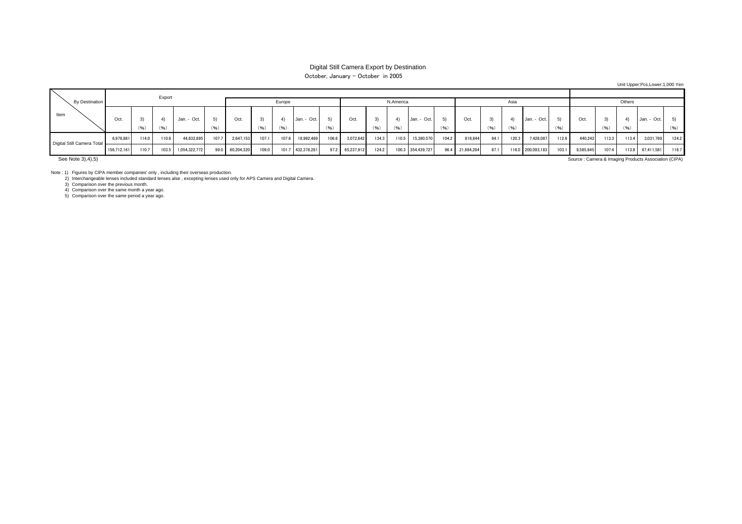# Digital Still Camera Export by Destination

October, January - October in 2005

Unit Upper:Pcs,Lower:1,000 Yen

| Item \ By Destination | Export | | | | | Europe | | | | | N.America | | | | | Asia | | | | | Others | | | | |
|---|---|---|---|---|---|---|---|---|---|---|---|---|---|---|---|---|---|---|---|---|---|---|---|---|---|
| | Oct. | 3) (%) | 4) (%) | Jan. - Oct. | 5) (%) | Oct. | 3) (%) | 4) (%) | Jan. - Oct. | 5) (%) | Oct. | 3) (%) | 4) (%) | Jan. - Oct. | 5) (%) | Oct. | 3) (%) | 4) (%) | Jan. - Oct. | 5) (%) | Oct. | 3) (%) | 4) (%) | Jan. - Oct. | 5) (%) |
| Digital Still Camera Total | 6,978,881 | 114.0 | 110.6 | 44,832,895 | 107.7 | 2,647,153 | 107.1 | 107.6 | 18,992,469 | 106.6 | 3,072,642 | 134.3 | 110.5 | 15,380,570 | 104.2 | 818,844 | 84.1 | 120.3 | 7,428,087 | 112.6 | 440,242 | 113.3 | 113.4 | 3,031,769 | 124.2 |
| | 156,712,161 | 110.7 | 103.5 | 1,054,322,772 | 99.0 | 60,204,320 | 109.0 | 101.7 | 432,378,281 | 97.2 | 65,237,912 | 124.2 | 100.3 | 354,439,727 | 96.4 | 21,684,284 | 87.1 | 116.0 | 200,093,183 | 103.1 | 9,585,645 | 107.4 | 113.8 | 67,411,581 | 116.7 |

See Note 3),4),5)

Source : Camera & Imaging Products Association (CIPA)

Note : 1) Figures by CIPA member companies' only , including their overseas production.

2) Interchangeable lenses included standard lenses alse , excepting lenses used only for APS Camera and Digital Camera.

3) Comparison over the previous month.

4) Comparison over the same month a year ago.

5) Comparison over the same period a year ago.